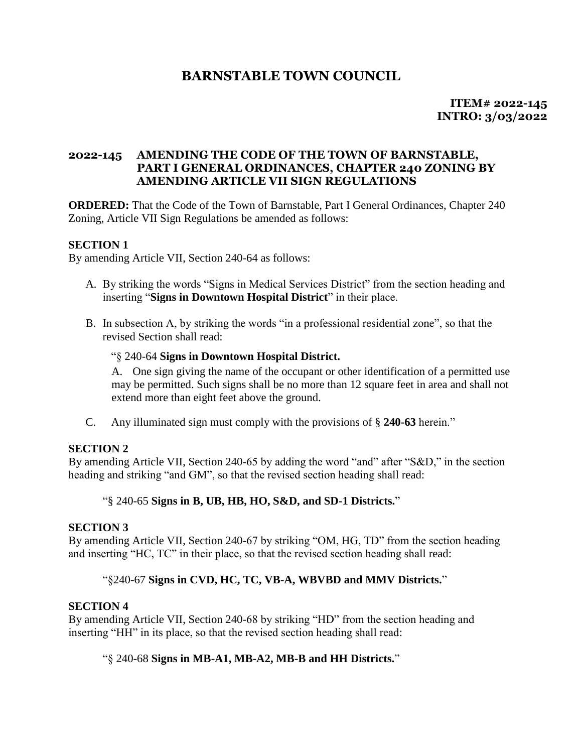# BARNSTABLE TOWN COUNCIL

**ITEM# 2022-145**
**INTRO: 3/03/2022**

## 2022-145 AMENDING THE CODE OF THE TOWN OF BARNSTABLE, PART I GENERAL ORDINANCES, CHAPTER 240 ZONING BY AMENDING ARTICLE VII SIGN REGULATIONS

**ORDERED:** That the Code of the Town of Barnstable, Part I General Ordinances, Chapter 240 Zoning, Article VII Sign Regulations be amended as follows:

**SECTION 1**

By amending Article VII, Section 240-64 as follows:

A. By striking the words "Signs in Medical Services District" from the section heading and inserting "**Signs in Downtown Hospital District**" in their place.

B. In subsection A, by striking the words "in a professional residential zone", so that the revised Section shall read:

"§ 240-64 **Signs in Downtown Hospital District.**

A. One sign giving the name of the occupant or other identification of a permitted use may be permitted. Such signs shall be no more than 12 square feet in area and shall not extend more than eight feet above the ground.

C. Any illuminated sign must comply with the provisions of § **240-63** herein."

**SECTION 2**

By amending Article VII, Section 240-65 by adding the word "and" after "S&D," in the section heading and striking "and GM", so that the revised section heading shall read:

"§ 240-65 **Signs in B, UB, HB, HO, S&D, and SD-1 Districts.**"

**SECTION 3**

By amending Article VII, Section 240-67 by striking "OM, HG, TD" from the section heading and inserting "HC, TC" in their place, so that the revised section heading shall read:

"§240-67 **Signs in CVD, HC, TC, VB-A, WBVBD and MMV Districts.**"

**SECTION 4**

By amending Article VII, Section 240-68 by striking "HD" from the section heading and inserting "HH" in its place, so that the revised section heading shall read:

"§ 240-68 **Signs in MB-A1, MB-A2, MB-B and HH Districts.**"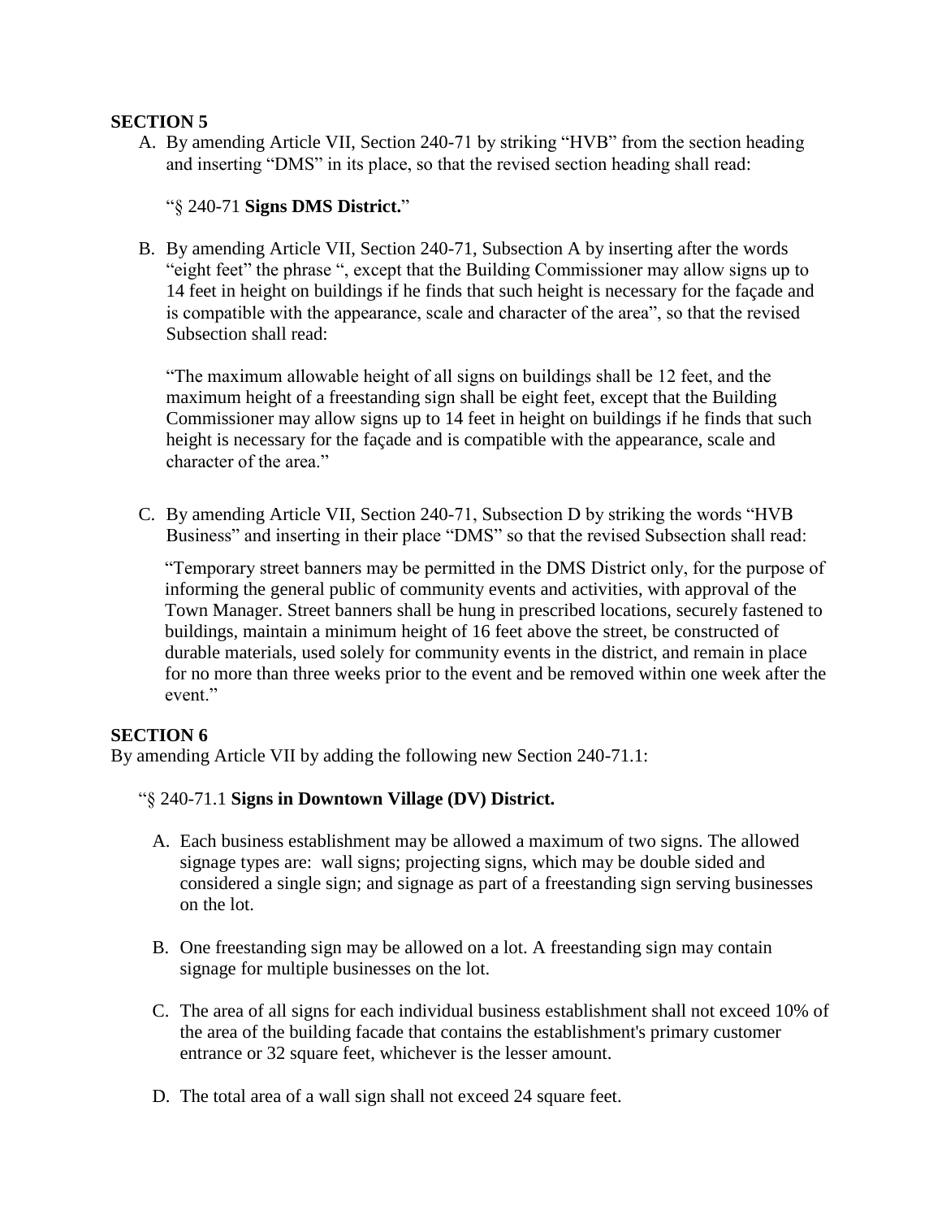**SECTION 5**

A. By amending Article VII, Section 240-71 by striking "HVB" from the section heading and inserting "DMS" in its place, so that the revised section heading shall read:

   "§ 240-71 **Signs DMS District.**"

B. By amending Article VII, Section 240-71, Subsection A by inserting after the words "eight feet" the phrase ", except that the Building Commissioner may allow signs up to 14 feet in height on buildings if he finds that such height is necessary for the façade and is compatible with the appearance, scale and character of the area", so that the revised Subsection shall read:

   "The maximum allowable height of all signs on buildings shall be 12 feet, and the maximum height of a freestanding sign shall be eight feet, except that the Building Commissioner may allow signs up to 14 feet in height on buildings if he finds that such height is necessary for the façade and is compatible with the appearance, scale and character of the area."

C. By amending Article VII, Section 240-71, Subsection D by striking the words "HVB Business" and inserting in their place "DMS" so that the revised Subsection shall read:

   "Temporary street banners may be permitted in the DMS District only, for the purpose of informing the general public of community events and activities, with approval of the Town Manager. Street banners shall be hung in prescribed locations, securely fastened to buildings, maintain a minimum height of 16 feet above the street, be constructed of durable materials, used solely for community events in the district, and remain in place for no more than three weeks prior to the event and be removed within one week after the event."

**SECTION 6**

By amending Article VII by adding the following new Section 240-71.1:

"§ 240-71.1 **Signs in Downtown Village (DV) District.**

A. Each business establishment may be allowed a maximum of two signs. The allowed signage types are: wall signs; projecting signs, which may be double sided and considered a single sign; and signage as part of a freestanding sign serving businesses on the lot.

B. One freestanding sign may be allowed on a lot. A freestanding sign may contain signage for multiple businesses on the lot.

C. The area of all signs for each individual business establishment shall not exceed 10% of the area of the building facade that contains the establishment's primary customer entrance or 32 square feet, whichever is the lesser amount.

D. The total area of a wall sign shall not exceed 24 square feet.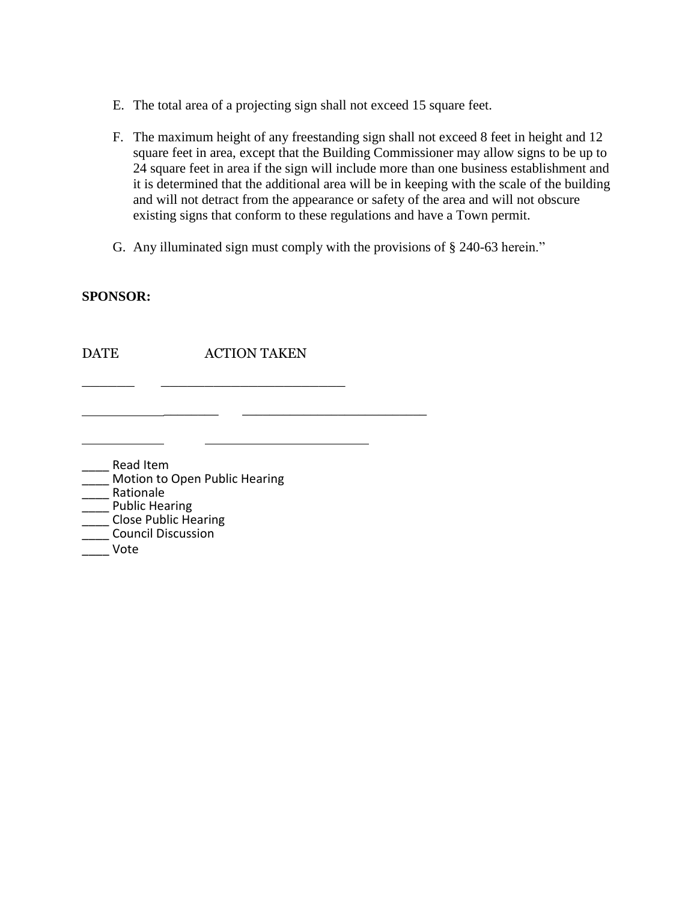E. The total area of a projecting sign shall not exceed 15 square feet.

F. The maximum height of any freestanding sign shall not exceed 8 feet in height and 12 square feet in area, except that the Building Commissioner may allow signs to be up to 24 square feet in area if the sign will include more than one business establishment and it is determined that the additional area will be in keeping with the scale of the building and will not detract from the appearance or safety of the area and will not obscure existing signs that conform to these regulations and have a Town permit.

G. Any illuminated sign must comply with the provisions of § 240-63 herein."

**SPONSOR:**

DATE ACTION TAKEN

________ ____________________________

_____________________ ____________________________

_____________ _________________________

____ Read Item
____ Motion to Open Public Hearing
____ Rationale
____ Public Hearing
____ Close Public Hearing
____ Council Discussion
____ Vote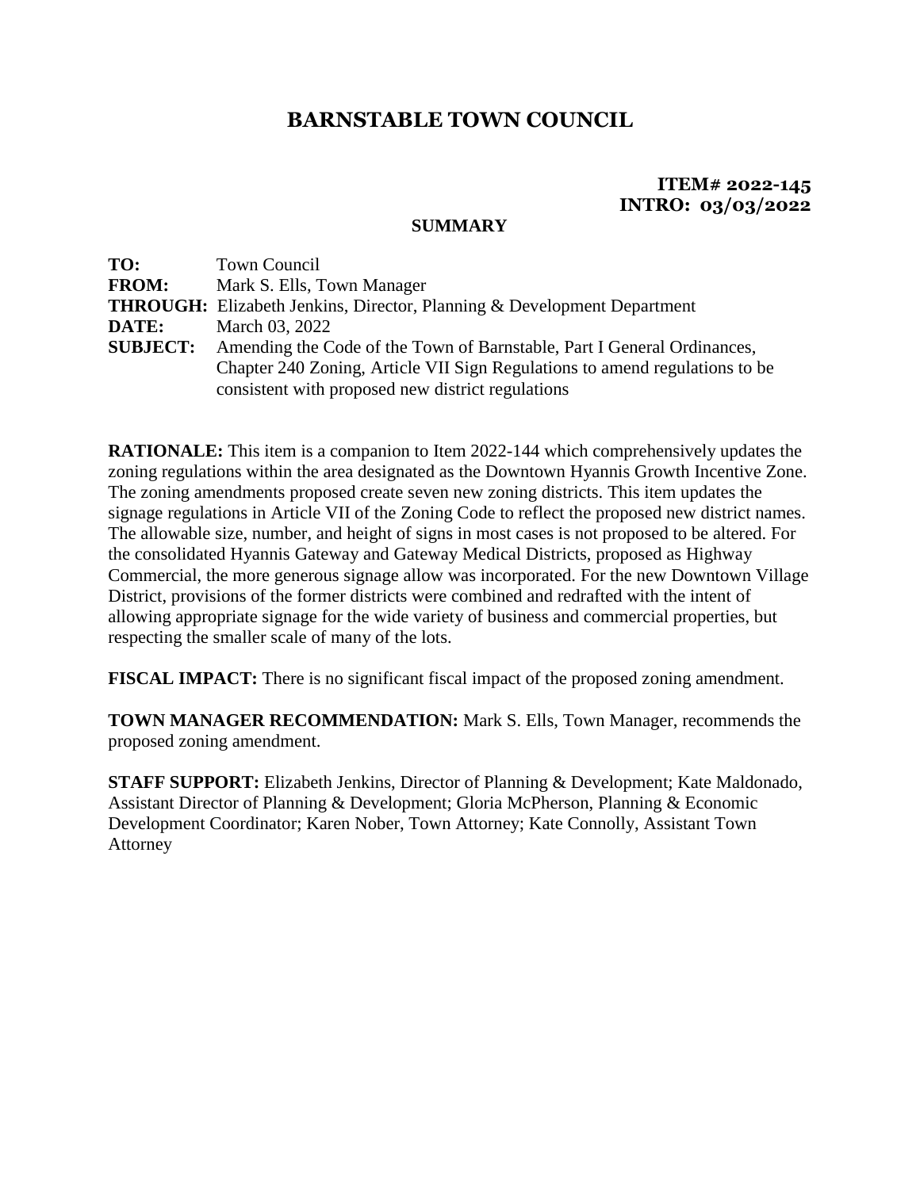# BARNSTABLE TOWN COUNCIL

**ITEM# 2022-145**
**INTRO: 03/03/2022**

**SUMMARY**

**TO:** Town Council
**FROM:** Mark S. Ells, Town Manager
**THROUGH:** Elizabeth Jenkins, Director, Planning & Development Department
**DATE:** March 03, 2022
**SUBJECT:** Amending the Code of the Town of Barnstable, Part I General Ordinances, Chapter 240 Zoning, Article VII Sign Regulations to amend regulations to be consistent with proposed new district regulations

**RATIONALE:** This item is a companion to Item 2022-144 which comprehensively updates the zoning regulations within the area designated as the Downtown Hyannis Growth Incentive Zone. The zoning amendments proposed create seven new zoning districts. This item updates the signage regulations in Article VII of the Zoning Code to reflect the proposed new district names. The allowable size, number, and height of signs in most cases is not proposed to be altered. For the consolidated Hyannis Gateway and Gateway Medical Districts, proposed as Highway Commercial, the more generous signage allow was incorporated. For the new Downtown Village District, provisions of the former districts were combined and redrafted with the intent of allowing appropriate signage for the wide variety of business and commercial properties, but respecting the smaller scale of many of the lots.

**FISCAL IMPACT:** There is no significant fiscal impact of the proposed zoning amendment.

**TOWN MANAGER RECOMMENDATION:** Mark S. Ells, Town Manager, recommends the proposed zoning amendment.

**STAFF SUPPORT:** Elizabeth Jenkins, Director of Planning & Development; Kate Maldonado, Assistant Director of Planning & Development; Gloria McPherson, Planning & Economic Development Coordinator; Karen Nober, Town Attorney; Kate Connolly, Assistant Town Attorney